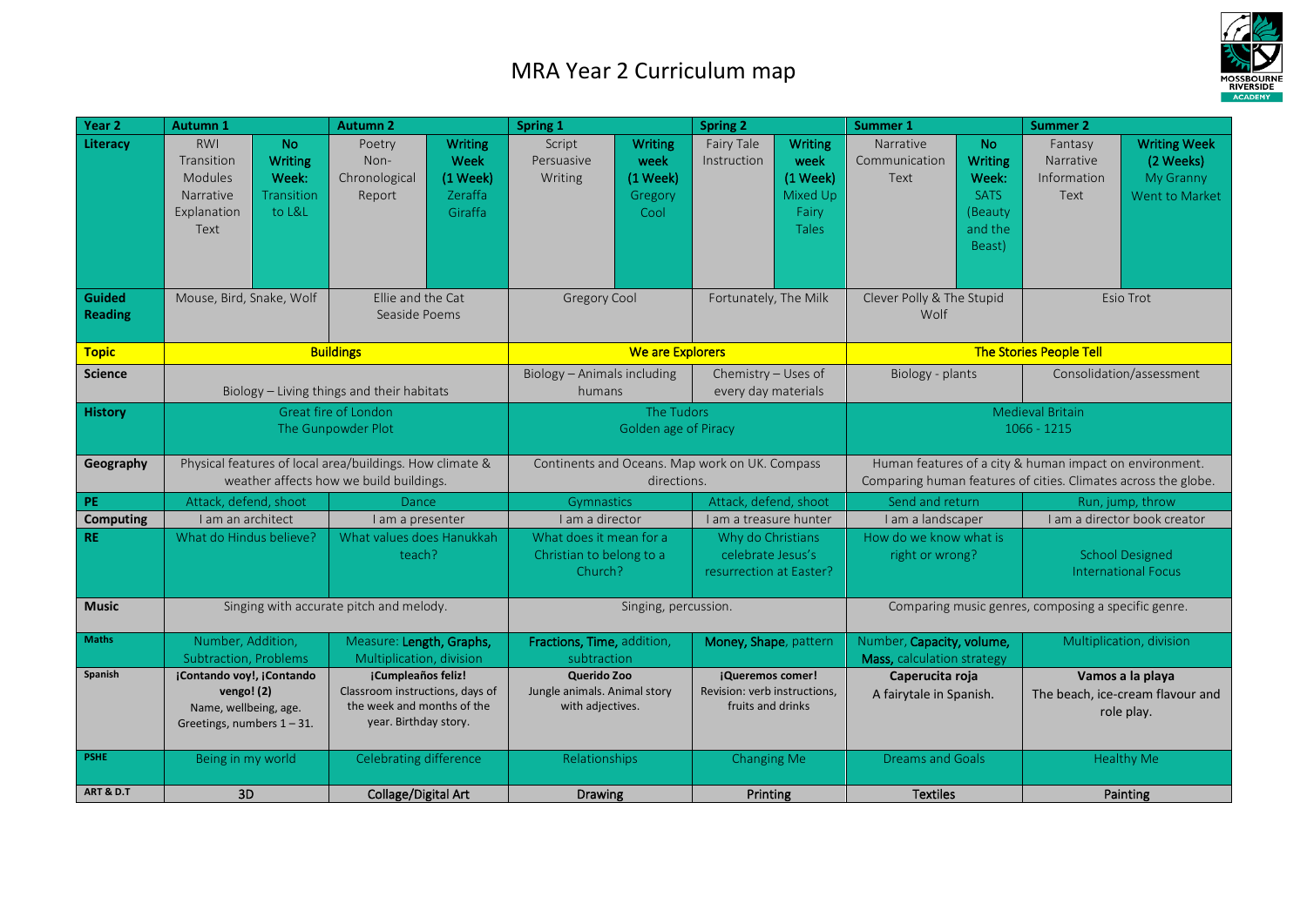# MRA Year 2 Curriculum map

| Year 2 | Autumn 1 | | Autumn 2 | | Spring 1 | | Spring 2 | | Summer 1 | | Summer 2 | |
|---|---|---|---|---|---|---|---|---|---|---|---|---|
| **Literacy** | RWI Transition Modules Narrative Explanation Text | **No Writing Week:** Transition to L&L | Poetry Non-Chronological Report | **Writing Week (1 Week)** Zeraffa Giraffa | Script Persuasive Writing | **Writing week (1 Week)** Gregory Cool | Fairy Tale Instruction | **Writing week (1 Week)** Mixed Up Fairy Tales | Narrative Communication Text | **No Writing Week:** SATS (Beauty and the Beast) | Fantasy Narrative Information Text | **Writing Week (2 Weeks)** My Granny Went to Market |
| **Guided Reading** | Mouse, Bird, Snake, Wolf | | Ellie and the Cat Seaside Poems | | Gregory Cool | | Fortunately, The Milk | | Clever Polly & The Stupid Wolf | | Esio Trot | |
| **Topic** | **Buildings** | | | | **We are Explorers** | | | | **The Stories People Tell** | | | |
| **Science** | Biology – Living things and their habitats | | | | Biology – Animals including humans | | Chemistry – Uses of every day materials | | Biology - plants | | Consolidation/assessment | |
| **History** | Great fire of London The Gunpowder Plot | | | | The Tudors Golden age of Piracy | | | | Medieval Britain 1066 - 1215 | | | |
| **Geography** | Physical features of local area/buildings. How climate & weather affects how we build buildings. | | | | Continents and Oceans. Map work on UK. Compass directions. | | | | Human features of a city & human impact on environment. Comparing human features of cities. Climates across the globe. | | | |
| **PE** | Attack, defend, shoot | | Dance | | Gymnastics | | Attack, defend, shoot | | Send and return | | Run, jump, throw | |
| **Computing** | I am an architect | | I am a presenter | | I am a director | | I am a treasure hunter | | I am a landscaper | | I am a director book creator | |
| **RE** | What do Hindus believe? | | What values does Hanukkah teach? | | What does it mean for a Christian to belong to a Church? | | Why do Christians celebrate Jesus's resurrection at Easter? | | How do we know what is right or wrong? | | School Designed International Focus | |
| **Music** | Singing with accurate pitch and melody. | | | | Singing, percussion. | | | | Comparing music genres, composing a specific genre. | | | |
| **Maths** | Number, Addition, Subtraction, Problems | | Measure: **Length, Graphs,** Multiplication, division | | **Fractions, Time,** addition, subtraction | | **Money, Shape**, pattern | | Number, **Capacity, volume, Mass,** calculation strategy | | Multiplication, division | |
| **Spanish** | **¡Contando voy!, ¡Contando vengo! (2)** Name, wellbeing, age. Greetings, numbers 1 – 31. | | **¡Cumpleaños feliz!** Classroom instructions, days of the week and months of the year. Birthday story. | | **Querido Zoo** Jungle animals. Animal story with adjectives. | | **¡Queremos comer!** Revision: verb instructions, fruits and drinks | | **Caperucita roja** A fairytale in Spanish. | | **Vamos a la playa** The beach, ice-cream flavour and role play. | |
| **PSHE** | Being in my world | | Celebrating difference | | Relationships | | Changing Me | | Dreams and Goals | | Healthy Me | |
| **ART & D.T** | 3D | | Collage/Digital Art | | Drawing | | Printing | | Textiles | | Painting | |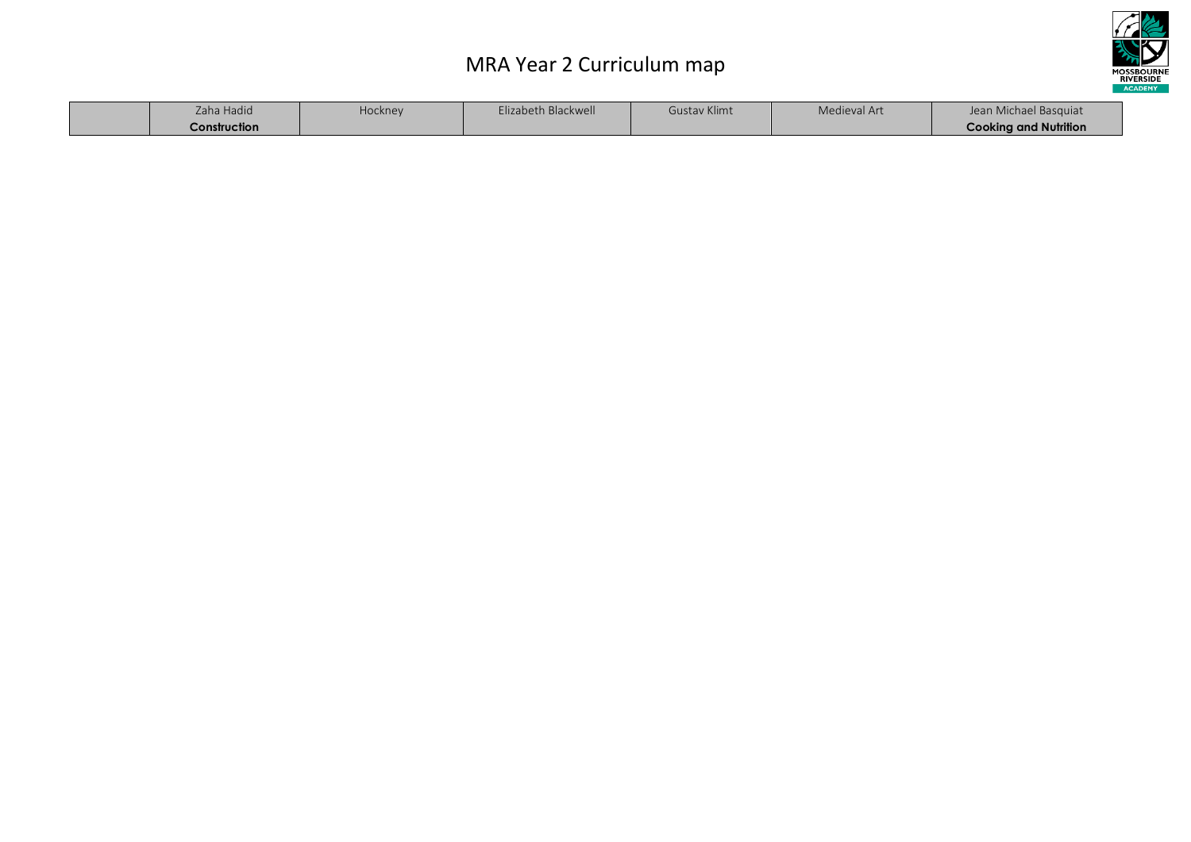# MRA Year 2 Curriculum map

| | | | | | | |
|---|---|---|---|---|---|---|
| | Zaha Hadid **Construction** | Hockney | Elizabeth Blackwell | Gustav Klimt | Medieval Art | Jean Michael Basquiat **Cooking and Nutrition** |